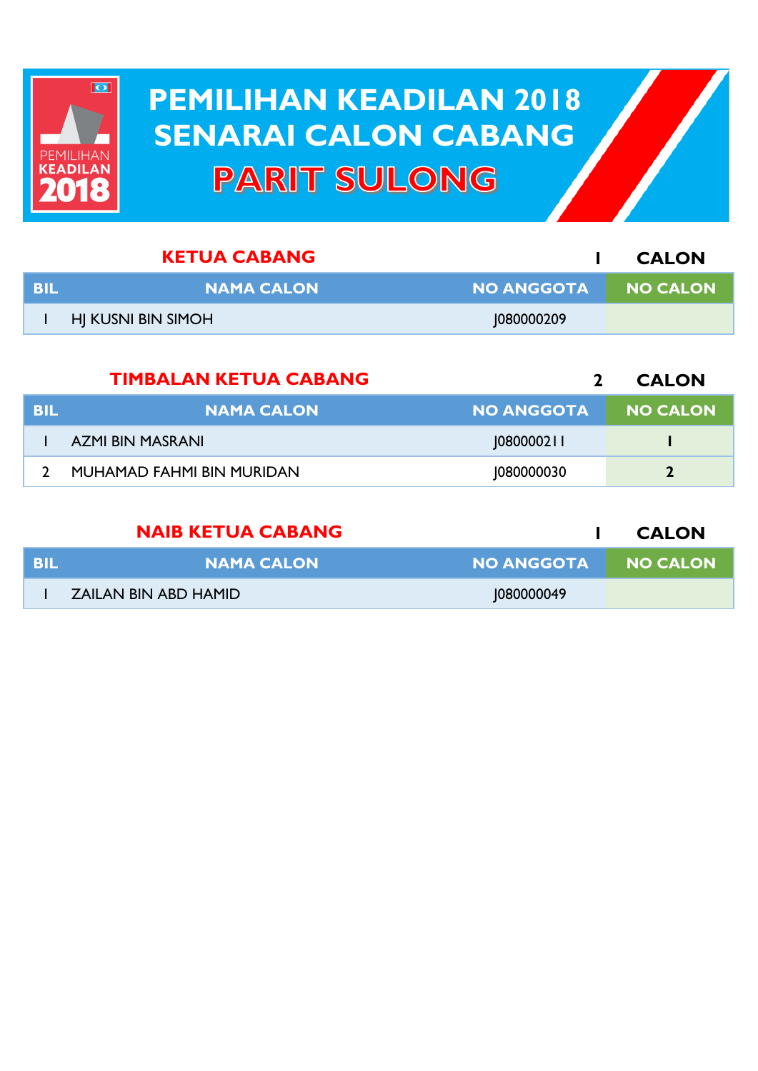# PEMILIHAN KEADILAN 2018
# SENARAI CALON CABANG
# PARIT SULONG

## KETUA CABANG

1 CALON

| BIL | NAMA CALON | NO ANGGOTA | NO CALON |
|---|---|---|---|
| 1 | HJ KUSNI BIN SIMOH | J080000209 | |

## TIMBALAN KETUA CABANG

2 CALON

| BIL | NAMA CALON | NO ANGGOTA | NO CALON |
|---|---|---|---|
| 1 | AZMI BIN MASRANI | J080000211 | 1 |
| 2 | MUHAMAD FAHMI BIN MURIDAN | J080000030 | 2 |

## NAIB KETUA CABANG

1 CALON

| BIL | NAMA CALON | NO ANGGOTA | NO CALON |
|---|---|---|---|
| 1 | ZAILAN BIN ABD HAMID | J080000049 | |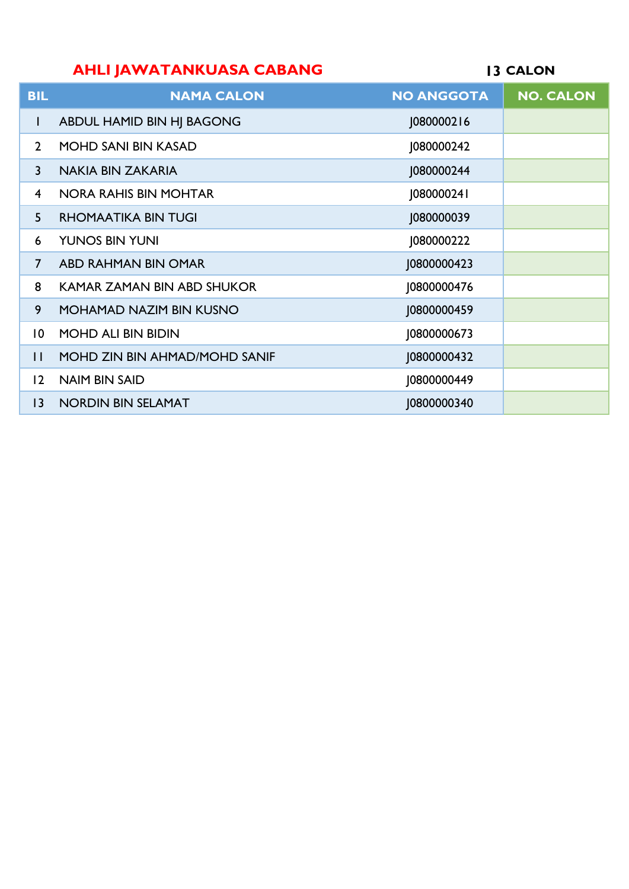**AHLI JAWATANKUASA CABANG** 13 CALON

| BIL | NAMA CALON | NO ANGGOTA | NO. CALON |
|---|---|---|---|
| 1 | ABDUL HAMID BIN HJ BAGONG | J080000216 | |
| 2 | MOHD SANI BIN KASAD | J080000242 | |
| 3 | NAKIA BIN ZAKARIA | J080000244 | |
| 4 | NORA RAHIS BIN MOHTAR | J080000241 | |
| 5 | RHOMAATIKA BIN TUGI | J080000039 | |
| 6 | YUNOS BIN YUNI | J080000222 | |
| 7 | ABD RAHMAN BIN OMAR | J0800000423 | |
| 8 | KAMAR ZAMAN BIN ABD SHUKOR | J0800000476 | |
| 9 | MOHAMAD NAZIM BIN KUSNO | J0800000459 | |
| 10 | MOHD ALI BIN BIDIN | J0800000673 | |
| 11 | MOHD ZIN BIN AHMAD/MOHD SANIF | J0800000432 | |
| 12 | NAIM BIN SAID | J0800000449 | |
| 13 | NORDIN BIN SELAMAT | J0800000340 | |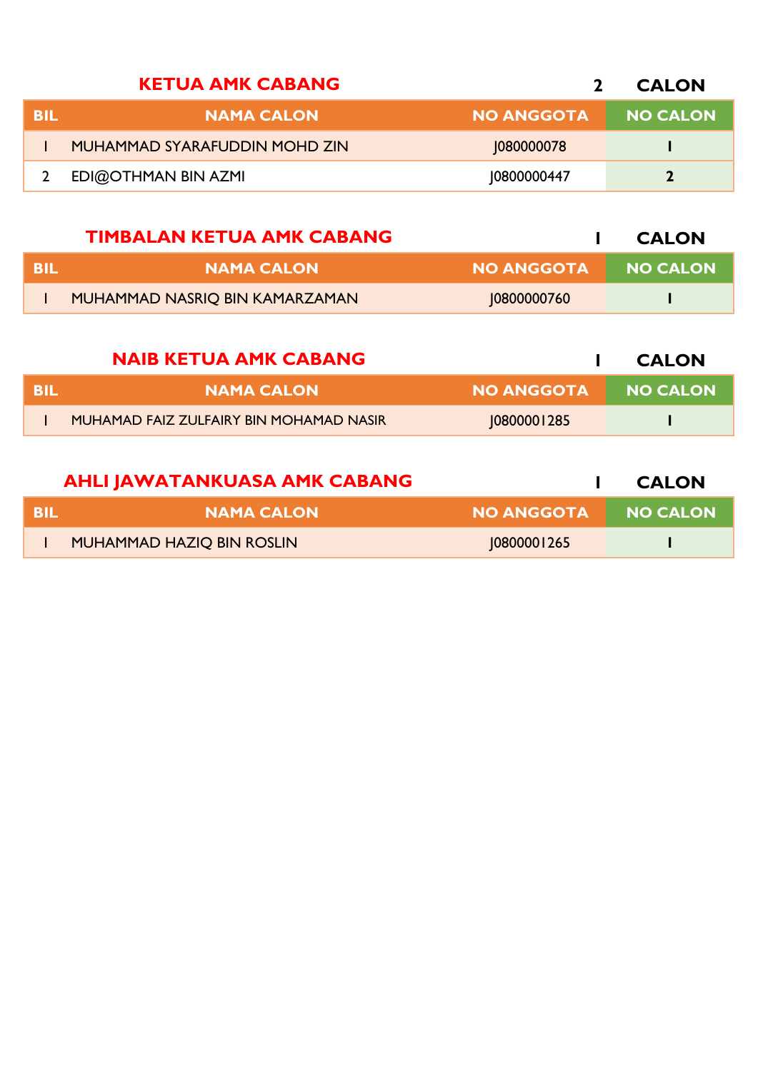## KETUA AMK CABANG — 2 CALON

| BIL | NAMA CALON | NO ANGGOTA | NO CALON |
|---|---|---|---|
| 1 | MUHAMMAD SYARAFUDDIN MOHD ZIN | J080000078 | 1 |
| 2 | EDI@OTHMAN BIN AZMI | J0800000447 | 2 |

## TIMBALAN KETUA AMK CABANG — 1 CALON

| BIL | NAMA CALON | NO ANGGOTA | NO CALON |
|---|---|---|---|
| 1 | MUHAMMAD NASRIQ BIN KAMARZAMAN | J0800000760 | 1 |

## NAIB KETUA AMK CABANG — 1 CALON

| BIL | NAMA CALON | NO ANGGOTA | NO CALON |
|---|---|---|---|
| 1 | MUHAMAD FAIZ ZULFAIRY BIN MOHAMAD NASIR | J0800001285 | 1 |

## AHLI JAWATANKUASA AMK CABANG — 1 CALON

| BIL | NAMA CALON | NO ANGGOTA | NO CALON |
|---|---|---|---|
| 1 | MUHAMMAD HAZIQ BIN ROSLIN | J0800001265 | 1 |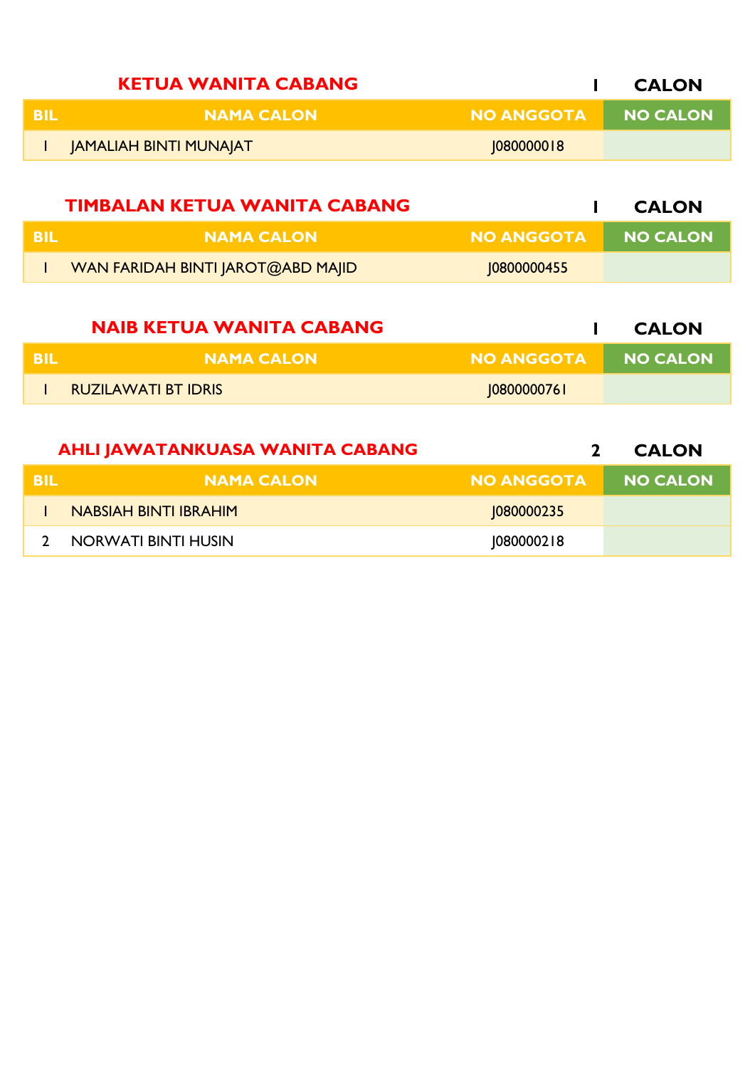## KETUA WANITA CABANG 1 CALON

| BIL | NAMA CALON | NO ANGGOTA | NO CALON |
|---|---|---|---|
| 1 | JAMALIAH BINTI MUNAJAT | J080000018 | |

## TIMBALAN KETUA WANITA CABANG 1 CALON

| BIL | NAMA CALON | NO ANGGOTA | NO CALON |
|---|---|---|---|
| 1 | WAN FARIDAH BINTI JAROT@ABD MAJID | J0800000455 | |

## NAIB KETUA WANITA CABANG 1 CALON

| BIL | NAMA CALON | NO ANGGOTA | NO CALON |
|---|---|---|---|
| 1 | RUZILAWATI BT IDRIS | J0800000761 | |

## AHLI JAWATANKUASA WANITA CABANG 2 CALON

| BIL | NAMA CALON | NO ANGGOTA | NO CALON |
|---|---|---|---|
| 1 | NABSIAH BINTI IBRAHIM | J080000235 | |
| 2 | NORWATI BINTI HUSIN | J080000218 | |